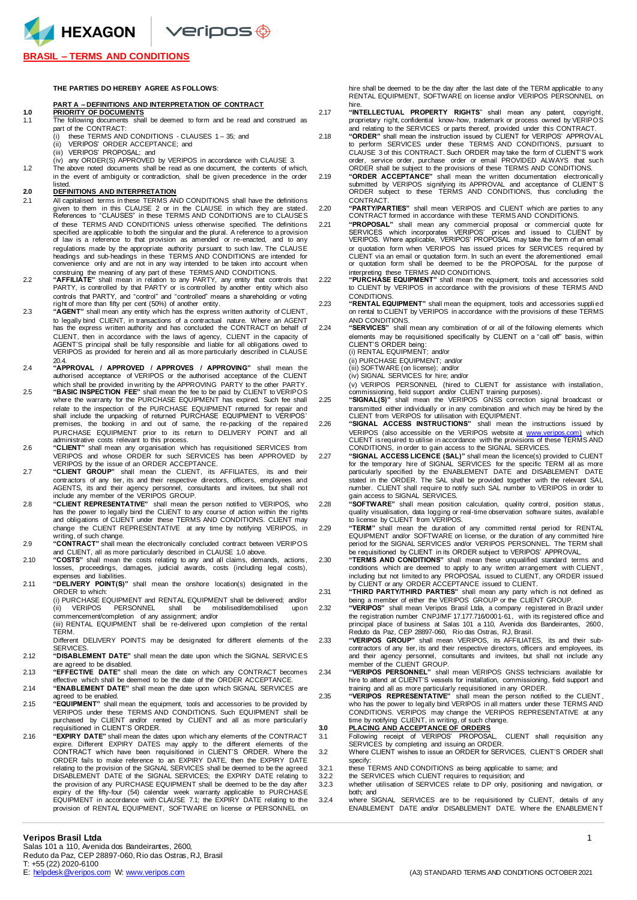# BRASIL – TERMS AND CONDITIONS

**THE PARTIES DO HEREBY AGREE AS FOLLOWS**:

## PART A – DEFINITIONS AND INTERPRETATION OF CONTRACT

**1.0 PRIORITY OF DOCUMENTS**

1.1 The following documents shall be deemed to form and be read and construed as part of the CONTRACT:

(i) these TERMS AND CONDITIONS - CLAUSES 1 – 35; and
(ii) VERIPOS' ORDER ACCEPTANCE; and
(iii) VERIPOS' PROPOSAL; and
(iv) any ORDER(S) APPROVED by VERIPOS in accordance with CLAUSE 3.

1.2 The above noted documents shall be read as one document, the contents of which, in the event of ambiguity or contradiction, shall be given precedence in the order listed.

**2.0 DEFINITIONS AND INTERPRETATION**

2.1 All capitalised terms in these TERMS AND CONDITIONS shall have the definitions given to them in this CLAUSE 2 or in the CLAUSE in which they are stated. References to "CLAUSES" in these TERMS AND CONDITIONS are to CLAUSES of these TERMS AND CONDITIONS unless otherwise specified. The definitions specified are applicable to both the singular and the plural. A reference to a provision of law is a reference to that provision as amended or re-enacted, and to any regulations made by the appropriate authority pursuant to such law. The CLAUSE headings and sub-headings in these TERMS AND CONDITIONS are intended for convenience only and are not in any way intended to be taken into account when construing the meaning of any part of these TERMS AND CONDITIONS.

2.2 **"AFFILIATE"** shall mean in relation to any PARTY, any entity that controls that PARTY, is controlled by that PARTY or is controlled by another entity which also controls that PARTY, and "control" and "controlled" means a shareholding or voting right of more than fifty per cent (50%) of another entity.

2.3 **"AGENT"** shall mean any entity which has the express written authority of CLIENT, to legally bind CLIENT, in transactions of a contractual nature. Where an AGENT has the express written authority and has concluded the CONTRACT on behalf of CLIENT, then in accordance with the laws of agency, CLIENT in the capacity of AGENT'S principal shall be fully responsible and liable for all obligations owed to VERIPOS as provided for herein and all as more particularly described in CLAUSE 20.4.

2.4 **"APPROVAL / APPROVED / APPROVES / APPROVING"** shall mean the authorised acceptance of VERIPOS or the authorised acceptance of the CLIENT which shall be provided in writing by the APPROVING PARTY to the other PARTY.

2.5 **"BASIC INSPECTION FEE"** shall mean the fee to be paid by CLIENT to VERIPOS where the warranty for the PURCHASE EQUIPMENT has expired. Such fee shall relate to the inspection of the PURCHASE EQUIPMENT returned for repair and shall include the unpacking of returned PURCHASE EQUIPMENT to VERIPOS' premises, the booking in and out of same, the re-packing of the repaired PURCHASE EQUIPMENT prior to its return to DELIVERY POINT and all administrative costs relevant to this process.

2.6 **"CLIENT"** shall mean any organisation which has requisitioned SERVICES from VERIPOS and whose ORDER for such SERVICES has been APPROVED by VERIPOS by the issue of an ORDER ACCEPTANCE.

2.7 **"CLIENT GROUP"** shall mean the CLIENT, its AFFILIATES, its and their contractors of any tier, its and their respective directors, officers, employees and AGENTS, its and their agency personnel, consultants and invitees, but shall not include any member of the VERIPOS GROUP.

2.8 **"CLIENT REPRESENTATIVE"** shall mean the person notified to VERIPOS, who has the power to legally bind the CLIENT to any course of action within the rights and obligations of CLIENT under these TERMS AND CONDITIONS. CLIENT may change the CLIENT REPRESENTATIVE at any time by notifying VERIPOS, in writing, of such change.

2.9 **"CONTRACT"** shall mean the electronically concluded contract between VERIPOS and CLIENT, all as more particularly described in CLAUSE 1.0 above.

2.10 **"COSTS"** shall mean the costs relating to any and all claims, demands, actions, losses, proceedings, damages, judicial awards, costs (including legal costs), expenses and liabilities.

2.11 **"DELIVERY POINT(S)"** shall mean the onshore location(s) designated in the ORDER to which:

(i) PURCHASE EQUIPMENT and RENTAL EQUIPMENT shall be delivered; and/or
(ii) VERIPOS PERSONNEL shall be mobilised/demobilised upon commencement/completion of any assignment; and/or
(iii) RENTAL EQUIPMENT shall be re-delivered upon completion of the rental TERM.

Different DELIVERY POINTS may be designated for different elements of the SERVICES.

2.12 **"DISABLEMENT DATE"** shall mean the date upon which the SIGNAL SERVICES are agreed to be disabled.

2.13 **"EFFECTIVE DATE"** shall mean the date on which any CONTRACT becomes effective which shall be deemed to be the date of the ORDER ACCEPTANCE.

2.14 **"ENABLEMENT DATE"** shall mean the date upon which SIGNAL SERVICES are agreed to be enabled.

2.15 **"EQUIPMENT"** shall mean the equipment, tools and accessories to be provided by VERIPOS under these TERMS AND CONDITIONS. Such EQUIPMENT shall be purchased by CLIENT and/or rented by CLIENT and all as more particularly requisitioned in CLIENT'S ORDER.

2.16 **"EXPIRY DATE"** shall mean the dates upon which any elements of the CONTRACT expire. Different EXPIRY DATES may apply to the different elements of the CONTRACT which have been requisitioned in CLIENT'S ORDER. Where the ORDER fails to make reference to an EXPIRY DATE, then the EXPIRY DATE relating to the provision of the SIGNAL SERVICES shall be deemed to be the agreed DISABLEMENT DATE of the SIGNAL SERVICES; the EXPIRY DATE relating to the provision of any PURCHASE EQUIPMENT shall be deemed to be the day after expiry of the fifty-four (54) calendar week warranty applicable to PURCHASE EQUIPMENT in accordance with CLAUSE 7.1; the EXPIRY DATE relating to the provision of RENTAL EQUIPMENT, SOFTWARE on license or PERSONNEL on hire shall be deemed to be the day after the last date of the TERM applicable to any RENTAL EQUIPMENT, SOFTWARE on license and/or VERIPOS PERSONNEL on hire.

2.17 **"INTELLECTUAL PROPERTY RIGHTS"** shall mean any patent, copyright, proprietary right, confidential know-how, trademark or process owned by VERIPOS and relating to the SERVICES or parts thereof, provided under this CONTRACT.

2.18 **"ORDER"** shall mean the instruction issued by CLIENT for VERIPOS' APPROVAL to perform SERVICES under these TERMS AND CONDITIONS, pursuant to CLAUSE 3 of this CONTRACT. Such ORDER may take the form of CLIENT'S work order, service order, purchase order or email PROVIDED ALWAYS that such ORDER shall be subject to the provisions of these TERMS AND CONDITIONS.

2.19 **"ORDER ACCEPTANCE"** shall mean the written documentation electronically submitted by VERIPOS signifying its APPROVAL and acceptance of CLIENT'S ORDER subject to these TERMS AND CONDITIONS, thus concluding the CONTRACT.

2.20 **"PARTY/PARTIES"** shall mean VERIPOS and CLIENT which are parties to any CONTRACT formed in accordance with these TERMS AND CONDITIONS.

2.21 **"PROPOSAL"** shall mean any commercial proposal or commercial quote for SERVICES which incorporates VERIPOS' prices and issued to CLIENT by VERIPOS. Where applicable, VERIPOS' PROPOSAL may take the form of an email or quotation form when VERIPOS has issued prices for SERVICES required by CLIENT via an email or quotation form. In such an event the aforementioned email or quotation form shall be deemed to be the PROPOSAL for the purpose of interpreting these TERMS AND CONDITIONS.

2.22 **"PURCHASE EQUIPMENT"** shall mean the equipment, tools and accessories sold to CLIENT by VERIPOS in accordance with the provisions of these TERMS AND CONDITIONS.

2.23 **"RENTAL EQUIPMENT"** shall mean the equipment, tools and accessories supplied on rental to CLIENT by VERIPOS in accordance with the provisions of these TERMS AND CONDITIONS.

2.24 **"SERVICES"** shall mean any combination of or all of the following elements which elements may be requisitioned specifically by CLIENT on a "call off" basis, within CLIENT'S ORDER being:

(i) RENTAL EQUIPMENT; and/or
(ii) PURCHASE EQUIPMENT; and/or
(iii) SOFTWARE (on license); and/or
(iv) SIGNAL SERVICES for hire; and/or
(v) VERIPOS PERSONNEL (hired to CLIENT for assistance with installation, commissioning, field support and/or CLIENT training purposes).

2.25 **"SIGNAL(S)"** shall mean the VERIPOS GNSS correction signal broadcast or transmitted either individually or in any combination and which may be hired by the CLIENT from VERIPOS for utilisation with EQUIPMENT.

2.26 **"SIGNAL ACCESS INSTRUCTIONS"** shall mean the instructions issued by VERIPOS (also accessible on the VERIPOS website at www.veripos.com) which CLIENT is required to utilise in accordance with the provisions of these TERMS AND CONDITIONS, in order to gain access to the SIGNAL SERVICES.

2.27 **"SIGNAL ACCESS LICENCE (SAL)"** shall mean the licence(s) provided to CLIENT for the temporary hire of SIGNAL SERVICES for the specific TERM all as more particularly specified by the ENABLEMENT DATE and DISABLEMENT DATE stated in the ORDER. The SAL shall be provided together with the relevant SAL number. CLIENT shall require to notify such SAL number to VERIPOS in order to gain access to SIGNAL SERVICES.

2.28 **"SOFTWARE"** shall mean position calculation, quality control, position status, quality visualisation, data logging or real-time observation software suites, available to license by CLIENT from VERIPOS.

2.29 **"TERM"** shall mean the duration of any committed rental period for RENTAL EQUIPMENT and/or SOFTWARE on license, or the duration of any committed hire period for the SIGNAL SERVICES and/or VERIPOS PERSONNEL. The TERM shall be requisitioned by CLIENT in its ORDER subject to VERIPOS' APPROVAL.

2.30 **"TERMS AND CONDITIONS"** shall mean these unqualified standard terms and conditions which are deemed to apply to any written arrangement with CLIENT, including but not limited to any PROPOSAL issued to CLIENT, any ORDER issued by CLIENT or any ORDER ACCEPTANCE issued to CLIENT.

2.31 **"THIRD PARTY/THIRD PARTIES"** shall mean any party which is not defined as being a member of either the VERIPOS GROUP or the CLIENT GROUP.

2.32 **"VERIPOS"** shall mean Veripos Brasil Ltda., a company registered in Brazil under the registration number CNPJ/MF 17.177.716/0001-61, with its registered office and principal place of business at Salas 101 a 110, Avenida dos Bandeirantes, 2600, Reduto da Paz, CEP 28897-060, Rio das Ostras, RJ, Brasil.

2.33 **"VERIPOS GROUP"** shall mean VERIPOS, its AFFILIATES, its and their sub-contractors of any tier, its and their respective directors, officers and employees, its and their agency personnel, consultants and invitees, but shall not include any member of the CLIENT GROUP.

2.34 **"VERIPOS PERSONNEL"** shall mean VERIPOS GNSS technicians available for hire to attend at CLIENT'S vessels for installation, commissioning, field support and training and all as more particularly requisitioned in any ORDER.

2.35 **"VERIPOS REPRESENTATIVE"** shall mean the person notified to the CLIENT, who has the power to legally bind VERIPOS in all matters under these TERMS AND CONDITIONS. VERIPOS may change the VERIPOS REPRESENTATIVE at any time by notifying CLIENT, in writing, of such change.

**3.0 PLACING AND ACCEPTANCE OF ORDERS**

3.1 Following receipt of VERIPOS' PROPOSAL, CLIENT shall requisition any SERVICES by completing and issuing an ORDER.

3.2 Where CLIENT wishes to issue an ORDER for SERVICES, CLIENT'S ORDER shall specify:

3.2.1 these TERMS AND CONDITIONS as being applicable to same; and

3.2.2 the SERVICES which CLIENT requires to requisition; and

3.2.3 whether utilisation of SERVICES relate to DP only, positioning and navigation, or both; and

3.2.4 where SIGNAL SERVICES are to be requisitioned by CLIENT, details of any ENABLEMENT DATE and/or DISABLEMENT DATE. Where the ENABLEMENT

**Veripos Brasil Ltda**
Salas 101 a 110, Avenida dos Bandeirantes, 2600,
Reduto da Paz, CEP 28897-060, Rio das Ostras, RJ, Brasil
T: +55 (22) 2020-6100
E: helpdesk@veripos.com W: www.veripos.com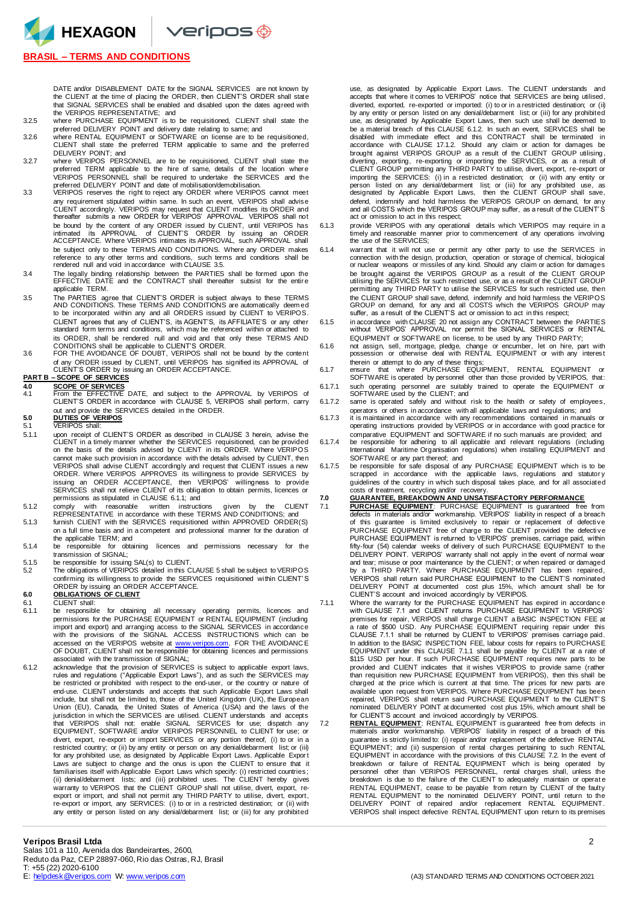DATE and/or DISABLEMENT DATE for the SIGNAL SERVICES are not known by the CLIENT at the time of placing the ORDER, then CLIENT'S ORDER shall state that SIGNAL SERVICES shall be enabled and disabled upon the dates agreed with the VERIPOS REPRESENTATIVE; and

3.2.5 where PURCHASE EQUIPMENT is to be requisitioned, CLIENT shall state the preferred DELIVERY POINT and delivery date relating to same; and

3.2.6 where RENTAL EQUIPMENT or SOFTWARE on license are to be requisitioned, CLIENT shall state the preferred TERM applicable to same and the preferred DELIVERY POINT; and

3.2.7 where VERIPOS PERSONNEL are to be requisitioned, CLIENT shall state the preferred TERM applicable to the hire of same, details of the location where VERIPOS PERSONNEL shall be required to undertake the SERVICES and the preferred DELIVERY POINT and date of mobilisation/demobilisation.

3.3 VERIPOS reserves the right to reject any ORDER where VERIPOS cannot meet any requirement stipulated within same. In such an event, VERIPOS shall advise CLIENT accordingly. VERIPOS may request that CLIENT modifies its ORDER and thereafter submits a new ORDER for VERIPOS' APPROVAL. VERIPOS shall not be bound by the content of any ORDER issued by CLIENT, until VERIPOS has intimated its APPROVAL of CLIENT'S ORDER by issuing an ORDER ACCEPTANCE. Where VERIPOS intimates its APPROVAL, such APPROVAL shall be subject only to these TERMS AND CONDITIONS. Where any ORDER makes reference to any other terms and conditions, such terms and conditions shall be rendered null and void in accordance with CLAUSE 3.5.

3.4 The legally binding relationship between the PARTIES shall be formed upon the EFFECTIVE DATE and the CONTRACT shall thereafter subsist for the entire applicable TERM.

3.5 The PARTIES agree that CLIENT'S ORDER is subject always to these TERMS AND CONDITIONS. These TERMS AND CONDITIONS are automatically deemed to be incorporated within any and all ORDERS issued by CLIENT to VERIPOS. CLIENT agrees that any of CLIENT'S, its AGENT'S, its AFFILIATE'S or any other standard form terms and conditions, which may be referenced within or attached to its ORDER, shall be rendered null and void and that only these TERMS AND CONDITIONS shall be applicable to CLIENT'S ORDER.

3.6 FOR THE AVOIDANCE OF DOUBT, VERIPOS shall not be bound by the content of any ORDER issued by CLIENT, until VERIPOS has signified its APPROVAL of CLIENT'S ORDER by issuing an ORDER ACCEPTANCE.

## PART B – SCOPE OF SERVICES

### 4.0 SCOPE OF SERVICES

4.1 From the EFFECTIVE DATE, and subject to the APPROVAL by VERIPOS of CLIENT'S ORDER in accordance with CLAUSE 5, VERIPOS shall perform, carry out and provide the SERVICES detailed in the ORDER.

### 5.0 DUTIES OF VERIPOS

5.1 VERIPOS shall:

5.1.1 upon receipt of CLIENT'S ORDER as described in CLAUSE 3 herein, advise the CLIENT in a timely manner whether the SERVICES requisitioned, can be provided on the basis of the details advised by CLIENT in its ORDER. Where VERIPOS cannot make such provision in accordance with the details advised by CLIENT, then VERIPOS shall advise CLIENT accordingly and request that CLIENT issues a new ORDER. Where VERIPOS APPROVES its willingness to provide SERVICES by issuing an ORDER ACCEPTANCE, then VERIPOS' willingness to provide SERVICES shall not relieve CLIENT of its obligation to obtain permits, licences or permissions as stipulated in CLAUSE 6.1.1; and

5.1.2 comply with reasonable written instructions given by the CLIENT REPRESENTATIVE in accordance with these TERMS AND CONDITIONS; and

5.1.3 furnish CLIENT with the SERVICES requisitioned within APPROVED ORDER(S) on a full time basis and in a competent and professional manner for the duration of the applicable TERM; and

5.1.4 be responsible for obtaining licences and permissions necessary for the transmission of SIGNAL;

5.1.5 be responsible for issuing SAL(s) to CLIENT.

5.2 The obligations of VERIPOS detailed in this CLAUSE 5 shall be subject to VERIPOS confirming its willingness to provide the SERVICES requisitioned within CLIENT'S ORDER by issuing an ORDER ACCEPTANCE.

### 6.0 OBLIGATIONS OF CLIENT

6.1 CLIENT shall:

6.1.1 be responsible for obtaining all necessary operating permits, licences and permissions for the PURCHASE EQUIPMENT or RENTAL EQUIPMENT (including import and export) and arranging access to the SIGNAL SERVICES in accordance with the provisions of the SIGNAL ACCESS INSTRUCTIONS which can be accessed on the VERIPOS website at [www.veripos.com](http://www.veripos.com). FOR THE AVOIDANCE OF DOUBT, CLIENT shall not be responsible for obtaining licences and permissions associated with the transmission of SIGNAL;

6.1.2 acknowledge that the provision of SERVICES is subject to applicable export laws, rules and regulations ("Applicable Export Laws"), and as such the SERVICES may be restricted or prohibited with respect to the end-user, or the country or nature of end-use. CLIENT understands and accepts that such Applicable Export Laws shall include, but shall not be limited to, those of the United Kingdom (UK), the European Union (EU), Canada, the United States of America (USA) and the laws of the jurisdiction in which the SERVICES are utilised. CLIENT understands and accepts that VERIPOS shall not: enable SIGNAL SERVICES for use; dispatch any EQUIPMENT, SOFTWARE and/or VERIPOS PERSONNEL to CLIENT for use; or divert, export, re-export or import SERVICES or any portion thereof, (i) to or in a restricted country; or (ii) by any entity or person on any denial/debarment list; or (iii) for any prohibited use, as designated by Applicable Export Laws. Applicable Export Laws are subject to change and the onus is upon the CLIENT to ensure that it familiarises itself with Applicable Export Laws which specify: (i) restricted countries; (ii) denial/debarment lists; and (iii) prohibited uses. The CLIENT hereby gives warranty to VERIPOS that the CLIENT GROUP shall not utilise, divert, export, re-export or import, and shall not permit any THIRD PARTY to utilise, divert, export, re-export or import, any SERVICES: (i) to or in a restricted destination; or (ii) with any entity or person listed on any denial/debarment list; or (iii) for any prohibited use, as designated by Applicable Export Laws. The CLIENT understands and accepts that where it comes to VERIPOS' notice that SERVICES are being utilised, diverted, exported, re-exported or imported: (i) to or in a restricted destination; or (ii) by any entity or person listed on any denial/debarment list; or (iii) for any prohibited use, as designated by Applicable Export Laws, then such use shall be deemed to be a material breach of this CLAUSE 6.1.2. In such an event, SERVICES shall be disabled with immediate effect and this CONTRACT shall be terminated in accordance with CLAUSE 17.1.2. Should any claim or action for damages be brought against VERIPOS GROUP as a result of the CLIENT GROUP utilising, diverting, exporting, re-exporting or importing the SERVICES, or as a result of CLIENT GROUP permitting any THIRD PARTY to utilise, divert, export, re-export or importing the SERVICES: (i) in a restricted destination; or (ii) with any entity or person listed on any denial/debarment list; or (iii) for any prohibited use, as designated by Applicable Export Laws, then the CLIENT GROUP shall save, defend, indemnify and hold harmless the VERIPOS GROUP on demand, for any and all COSTS which the VERIPOS GROUP may suffer, as a result of the CLIENT'S act or omission to act in this respect;

6.1.3 provide VERIPOS with any operational details which VERIPOS may require in a timely and reasonable manner prior to commencement of any operations involving the use of the SERVICES;

6.1.4 warrant that it will not use or permit any other party to use the SERVICES in connection with the design, production, operation or storage of chemical, biological or nuclear weapons or missiles of any kind. Should any claim or action for damages be brought against the VERIPOS GROUP as a result of the CLIENT GROUP utilising the SERVICES for such restricted use, or as a result of the CLIENT GROUP permitting any THIRD PARTY to utilise the SERVICES for such restricted use, then the CLIENT GROUP shall save, defend, indemnify and hold harmless the VERIPOS GROUP on demand, for any and all COSTS which the VERIPOS GROUP may suffer, as a result of the CLIENT'S act or omission to act in this respect;

6.1.5 in accordance with CLAUSE 20 not assign any CONTRACT between the PARTIES without VERIPOS' APPROVAL nor permit the SIGNAL SERVICES or RENTAL EQUIPMENT or SOFTWARE on license, to be used by any THIRD PARTY;

6.1.6 not assign, sell, mortgage, pledge, change or encumber, let on hire, part with possession or otherwise deal with RENTAL EQUIPMENT or with any interest therein or attempt to do any of these things;

6.1.7 ensure that where PURCHASE EQUIPMENT, RENTAL EQUIPMENT or SOFTWARE is operated by personnel other than those provided by VERIPOS, that:

6.1.7.1 such operating personnel are suitably trained to operate the EQUIPMENT or SOFTWARE used by the CLIENT; and

6.1.7.2 same is operated safely and without risk to the health or safety of employees, operators or others in accordance with all applicable laws and regulations; and

6.1.7.3 it is maintained in accordance with any recommendations contained in manuals or operating instructions provided by VERIPOS or in accordance with good practice for comparative EQUIPMENT and SOFTWARE if no such manuals are provided; and

6.1.7.4 be responsible for adhering to all applicable and relevant regulations (including International Maritime Organisation regulations) when installing EQUIPMENT and SOFTWARE or any part thereof; and

6.1.7.5 be responsible for safe disposal of any PURCHASE EQUIPMENT which is to be scrapped in accordance with the applicable laws, regulations and statutory guidelines of the country in which such disposal takes place, and for all associated costs of treatment, recycling and/or recovery.

### 7.0 GUARANTEE, BREAKDOWN AND UNSATISFACTORY PERFORMANCE

7.1 **PURCHASE EQUIPMENT**: PURCHASE EQUIPMENT is guaranteed free from defects in materials and/or workmanship. VERIPOS' liability in respect of a breach of this guarantee is limited exclusively to repair or replacement of defective PURCHASE EQUIPMENT free of charge to the CLIENT provided the defective PURCHASE EQUIPMENT is returned to VERIPOS' premises, carriage paid, within fifty-four (54) calendar weeks of delivery of such PURCHASE EQUIPMENT to the DELIVERY POINT. VERIPOS' warranty shall not apply in the event of normal wear and tear; misuse or poor maintenance by the CLIENT; or when repaired or damaged by a THIRD PARTY. Where PURCHASE EQUIPMENT has been repaired, VERIPOS shall return said PURCHASE EQUIPMENT to the CLIENT'S nominated DELIVERY POINT at documented cost plus 15%, which amount shall be for CLIENT'S account and invoiced accordingly by VERIPOS.

7.1.1 Where the warranty for the PURCHASE EQUIPMENT has expired in accordance with CLAUSE 7.1 and CLIENT returns PURCHASE EQUIPMENT to VERIPOS' premises for repair, VERIPOS shall charge CLIENT a BASIC INSPECTION FEE at a rate of $500 USD. Any PURCHASE EQUIPMENT requiring repair under this CLAUSE 7.1.1 shall be returned by CLIENT to VERIPOS' premises carriage paid. In addition to the BASIC INSPECTION FEE, labour costs for repairs to PURCHASE EQUIPMENT under this CLAUSE 7.1.1 shall be payable by CLIENT at a rate of $115 USD per hour. If such PURCHASE EQUIPMENT requires new parts to be provided and CLIENT indicates that it wishes VERIPOS to provide same (rather than requisition new PURCHASE EQUIPMENT from VERIPOS), then this shall be charged at the price which is current at that time. The prices for new parts are available upon request from VERIPOS. Where PURCHASE EQUIPMENT has been repaired, VERIPOS shall return said PURCHASE EQUIPMENT to the CLIENT'S nominated DELIVERY POINT at documented cost plus 15%, which amount shall be for CLIENT'S account and invoiced accordingly by VERIPOS.

7.2 **RENTAL EQUIPMENT**: RENTAL EQUIPMENT is guaranteed free from defects in materials and/or workmanship. VERIPOS' liability in respect of a breach of this guarantee is strictly limited to: (i) repair and/or replacement of the defective RENTAL EQUIPMENT; and (ii) suspension of rental charges pertaining to such RENTAL EQUIPMENT in accordance with the provisions of this CLAUSE 7.2. In the event of breakdown or failure of RENTAL EQUIPMENT which is being operated by personnel other than VERIPOS PERSONNEL, rental charges shall, unless the breakdown is due to the failure of the CLIENT to adequately maintain or operate RENTAL EQUIPMENT, cease to be payable from return by CLIENT of the faulty RENTAL EQUIPMENT to the nominated DELIVERY POINT, until return to the DELIVERY POINT of repaired and/or replacement RENTAL EQUIPMENT. VERIPOS shall inspect defective RENTAL EQUIPMENT upon return to its premises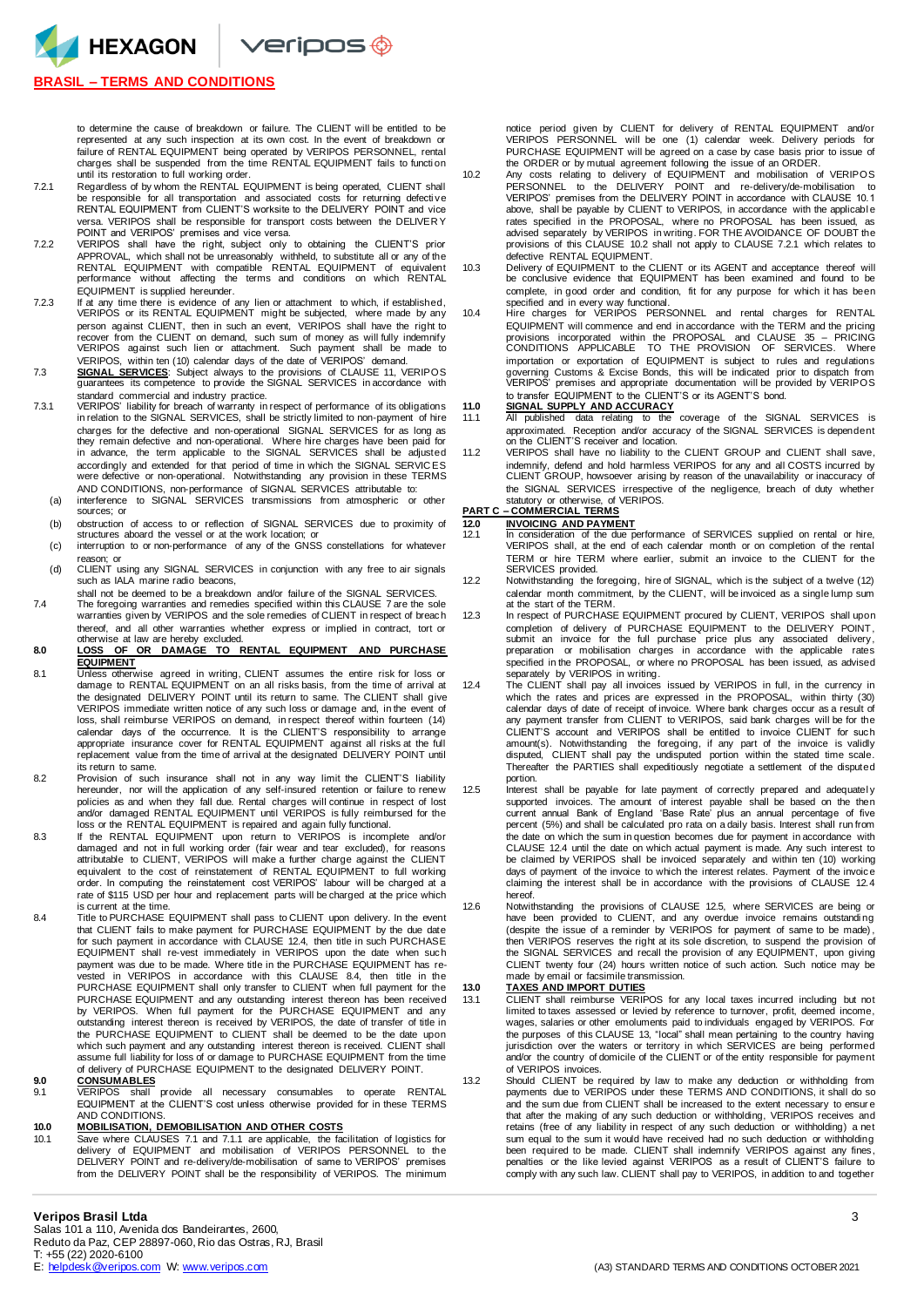to determine the cause of breakdown or failure. The CLIENT will be entitled to be represented at any such inspection at its own cost. In the event of breakdown or failure of RENTAL EQUIPMENT being operated by VERIPOS PERSONNEL, rental charges shall be suspended from the time RENTAL EQUIPMENT fails to function until its restoration to full working order.

7.2.1 Regardless of by whom the RENTAL EQUIPMENT is being operated, CLIENT shall be responsible for all transportation and associated costs for returning defective RENTAL EQUIPMENT from CLIENT'S worksite to the DELIVERY POINT and vice versa. VERIPOS shall be responsible for transport costs between the DELIVERY POINT and VERIPOS' premises and vice versa.

7.2.2 VERIPOS shall have the right, subject only to obtaining the CLIENT'S prior APPROVAL, which shall not be unreasonably withheld, to substitute all or any of the RENTAL EQUIPMENT with compatible RENTAL EQUIPMENT of equivalent performance without affecting the terms and conditions on which RENTAL EQUIPMENT is supplied hereunder.

7.2.3 If at any time there is evidence of any lien or attachment to which, if established, VERIPOS or its RENTAL EQUIPMENT might be subjected, where made by any person against CLIENT, then in such an event, VERIPOS shall have the right to recover from the CLIENT on demand, such sum of money as will fully indemnify VERIPOS against such lien or attachment. Such payment shall be made to VERIPOS, within ten (10) calendar days of the date of VERIPOS' demand.

7.3 **SIGNAL SERVICES**: Subject always to the provisions of CLAUSE 11, VERIPOS guarantees its competence to provide the SIGNAL SERVICES in accordance with standard commercial and industry practice.

7.3.1 VERIPOS' liability for breach of warranty in respect of performance of its obligations in relation to the SIGNAL SERVICES, shall be strictly limited to non-payment of hire charges for the defective and non-operational SIGNAL SERVICES for as long as they remain defective and non-operational. Where hire charges have been paid for in advance, the term applicable to the SIGNAL SERVICES shall be adjusted accordingly and extended for that period of time in which the SIGNAL SERVICES were defective or non-operational. Notwithstanding any provision in these TERMS AND CONDITIONS, non-performance of SIGNAL SERVICES attributable to:

(a) interference to SIGNAL SERVICES transmissions from atmospheric or other sources; or

(b) obstruction of access to or reflection of SIGNAL SERVICES due to proximity of structures aboard the vessel or at the work location; or

(c) interruption to or non-performance of any of the GNSS constellations for whatever reason; or

(d) CLIENT using any SIGNAL SERVICES in conjunction with any free to air signals such as IALA marine radio beacons,

shall not be deemed to be a breakdown and/or failure of the SIGNAL SERVICES.

7.4 The foregoing warranties and remedies specified within this CLAUSE 7 are the sole warranties given by VERIPOS and the sole remedies of CLIENT in respect of breach thereof, and all other warranties whether express or implied in contract, tort or otherwise at law are hereby excluded.

## 8.0 LOSS OF OR DAMAGE TO RENTAL EQUIPMENT AND PURCHASE EQUIPMENT

8.1 Unless otherwise agreed in writing, CLIENT assumes the entire risk for loss or damage to RENTAL EQUIPMENT on an all risks basis, from the time of arrival at the designated DELIVERY POINT until its return to same. The CLIENT shall give VERIPOS immediate written notice of any such loss or damage and, in the event of loss, shall reimburse VERIPOS on demand, in respect thereof within fourteen (14) calendar days of the occurrence. It is the CLIENT'S responsibility to arrange appropriate insurance cover for RENTAL EQUIPMENT against all risks at the full replacement value from the time of arrival at the designated DELIVERY POINT until its return to same.

8.2 Provision of such insurance shall not in any way limit the CLIENT'S liability hereunder, nor will the application of any self-insured retention or failure to renew policies as and when they fall due. Rental charges will continue in respect of lost and/or damaged RENTAL EQUIPMENT until VERIPOS is fully reimbursed for the loss or the RENTAL EQUIPMENT is repaired and again fully functional.

8.3 If the RENTAL EQUIPMENT upon return to VERIPOS is incomplete and/or damaged and not in full working order (fair wear and tear excluded), for reasons attributable to CLIENT, VERIPOS will make a further charge against the CLIENT equivalent to the cost of reinstatement of RENTAL EQUIPMENT to full working order. In computing the reinstatement cost VERIPOS' labour will be charged at a rate of $115 USD per hour and replacement parts will be charged at the price which is current at the time.

8.4 Title to PURCHASE EQUIPMENT shall pass to CLIENT upon delivery. In the event that CLIENT fails to make payment for PURCHASE EQUIPMENT by the due date for such payment in accordance with CLAUSE 12.4, then title in such PURCHASE EQUIPMENT shall re-vest immediately in VERIPOS upon the date when such payment was due to be made. Where title in the PURCHASE EQUIPMENT has re-vested in VERIPOS in accordance with this CLAUSE 8.4, then title in the PURCHASE EQUIPMENT shall only transfer to CLIENT when full payment for the PURCHASE EQUIPMENT and any outstanding interest thereon has been received by VERIPOS. When full payment for the PURCHASE EQUIPMENT and any outstanding interest thereon is received by VERIPOS, the date of transfer of title in the PURCHASE EQUIPMENT to CLIENT shall be deemed to be the date upon which such payment and any outstanding interest thereon is received. CLIENT shall assume full liability for loss of or damage to PURCHASE EQUIPMENT from the time of delivery of PURCHASE EQUIPMENT to the designated DELIVERY POINT.

## 9.0 CONSUMABLES

9.1 VERIPOS shall provide all necessary consumables to operate RENTAL EQUIPMENT at the CLIENT'S cost unless otherwise provided for in these TERMS AND CONDITIONS.

## 10.0 MOBILISATION, DEMOBILISATION AND OTHER COSTS

10.1 Save where CLAUSES 7.1 and 7.1.1 are applicable, the facilitation of logistics for delivery of EQUIPMENT and mobilisation of VERIPOS PERSONNEL to the DELIVERY POINT and re-delivery/de-mobilisation of same to VERIPOS' premises from the DELIVERY POINT shall be the responsibility of VERIPOS. The minimum notice period given by CLIENT for delivery of RENTAL EQUIPMENT and/or VERIPOS PERSONNEL will be one (1) calendar week. Delivery periods for PURCHASE EQUIPMENT will be agreed on a case by case basis prior to issue of the ORDER or by mutual agreement following the issue of an ORDER.

10.2 Any costs relating to delivery of EQUIPMENT and mobilisation of VERIPOS PERSONNEL to the DELIVERY POINT and re-delivery/de-mobilisation to VERIPOS' premises from the DELIVERY POINT in accordance with CLAUSE 10.1 above, shall be payable by CLIENT to VERIPOS, in accordance with the applicable rates specified in the PROPOSAL, where no PROPOSAL has been issued, as advised separately by VERIPOS in writing. FOR THE AVOIDANCE OF DOUBT the provisions of this CLAUSE 10.2 shall not apply to CLAUSE 7.2.1 which relates to defective RENTAL EQUIPMENT.

10.3 Delivery of EQUIPMENT to the CLIENT or its AGENT and acceptance thereof will be conclusive evidence that EQUIPMENT has been examined and found to be complete, in good order and condition, fit for any purpose for which it has been specified and in every way functional.

10.4 Hire charges for VERIPOS PERSONNEL and rental charges for RENTAL EQUIPMENT will commence and end in accordance with the TERM and the pricing provisions incorporated within the PROPOSAL and CLAUSE 35 – PRICING CONDITIONS APPLICABLE TO THE PROVISION OF SERVICES. Where importation or exportation of EQUIPMENT is subject to rules and regulations governing Customs & Excise Bonds, this will be indicated prior to dispatch from VERIPOS' premises and appropriate documentation will be provided by VERIPOS to transfer EQUIPMENT to the CLIENT'S or its AGENT'S bond.

## 11.0 SIGNAL SUPPLY AND ACCURACY

11.1 All published data relating to the coverage of the SIGNAL SERVICES is approximated. Reception and/or accuracy of the SIGNAL SERVICES is dependent on the CLIENT'S receiver and location.

11.2 VERIPOS shall have no liability to the CLIENT GROUP and CLIENT shall save, indemnify, defend and hold harmless VERIPOS for any and all COSTS incurred by CLIENT GROUP, howsoever arising by reason of the unavailability or inaccuracy of the SIGNAL SERVICES irrespective of the negligence, breach of duty whether statutory or otherwise, of VERIPOS.

# PART C – COMMERCIAL TERMS

## 12.0 INVOICING AND PAYMENT

12.1 In consideration of the due performance of SERVICES supplied on rental or hire, VERIPOS shall, at the end of each calendar month or on completion of the rental TERM or hire TERM where earlier, submit an invoice to the CLIENT for the SERVICES provided.

12.2 Notwithstanding the foregoing, hire of SIGNAL, which is the subject of a twelve (12) calendar month commitment, by the CLIENT, will be invoiced as a single lump sum at the start of the TERM.

12.3 In respect of PURCHASE EQUIPMENT procured by CLIENT, VERIPOS shall upon completion of delivery of PURCHASE EQUIPMENT to the DELIVERY POINT, submit an invoice for the full purchase price plus any associated delivery, preparation or mobilisation charges in accordance with the applicable rates specified in the PROPOSAL, or where no PROPOSAL has been issued, as advised separately by VERIPOS in writing.

12.4 The CLIENT shall pay all invoices issued by VERIPOS in full, in the currency in which the rates and prices are expressed in the PROPOSAL, within thirty (30) calendar days of date of receipt of invoice. Where bank charges occur as a result of any payment transfer from CLIENT to VERIPOS, said bank charges will be for the CLIENT'S account and VERIPOS shall be entitled to invoice CLIENT for such amount(s). Notwithstanding the foregoing, if any part of the invoice is validly disputed, CLIENT shall pay the undisputed portion within the stated time scale. Thereafter the PARTIES shall expeditiously negotiate a settlement of the disputed portion.

12.5 Interest shall be payable for late payment of correctly prepared and adequately supported invoices. The amount of interest payable shall be based on the then current annual Bank of England 'Base Rate' plus an annual percentage of five percent (5%) and shall be calculated pro rata on a daily basis. Interest shall run from the date on which the sum in question becomes due for payment in accordance with CLAUSE 12.4 until the date on which actual payment is made. Any such interest to be claimed by VERIPOS shall be invoiced separately and within ten (10) working days of payment of the invoice to which the interest relates. Payment of the invoice claiming the interest shall be in accordance with the provisions of CLAUSE 12.4 hereof.

12.6 Notwithstanding the provisions of CLAUSE 12.5, where SERVICES are being or have been provided to CLIENT, and any overdue invoice remains outstanding (despite the issue of a reminder by VERIPOS for payment of same to be made), then VERIPOS reserves the right at its sole discretion, to suspend the provision of the SIGNAL SERVICES and recall the provision of any EQUIPMENT, upon giving CLIENT twenty four (24) hours written notice of such action. Such notice may be made by email or facsimile transmission.

## 13.0 TAXES AND IMPORT DUTIES

13.1 CLIENT shall reimburse VERIPOS for any local taxes incurred including but not limited to taxes assessed or levied by reference to turnover, profit, deemed income, wages, salaries or other emoluments paid to individuals engaged by VERIPOS. For the purposes of this CLAUSE 13, "local" shall mean pertaining to the country having jurisdiction over the waters or territory in which SERVICES are being performed and/or the country of domicile of the CLIENT or of the entity responsible for payment of VERIPOS invoices.

13.2 Should CLIENT be required by law to make any deduction or withholding from payments due to VERIPOS under these TERMS AND CONDITIONS, it shall do so and the sum due from CLIENT shall be increased to the extent necessary to ensure that after the making of any such deduction or withholding, VERIPOS receives and retains (free of any liability in respect of any such deduction or withholding) a net sum equal to the sum it would have received had no such deduction or withholding been required to be made. CLIENT shall indemnify VERIPOS against any fines, penalties or the like levied against VERIPOS as a result of CLIENT'S failure to comply with any such law. CLIENT shall pay to VERIPOS, in addition to and together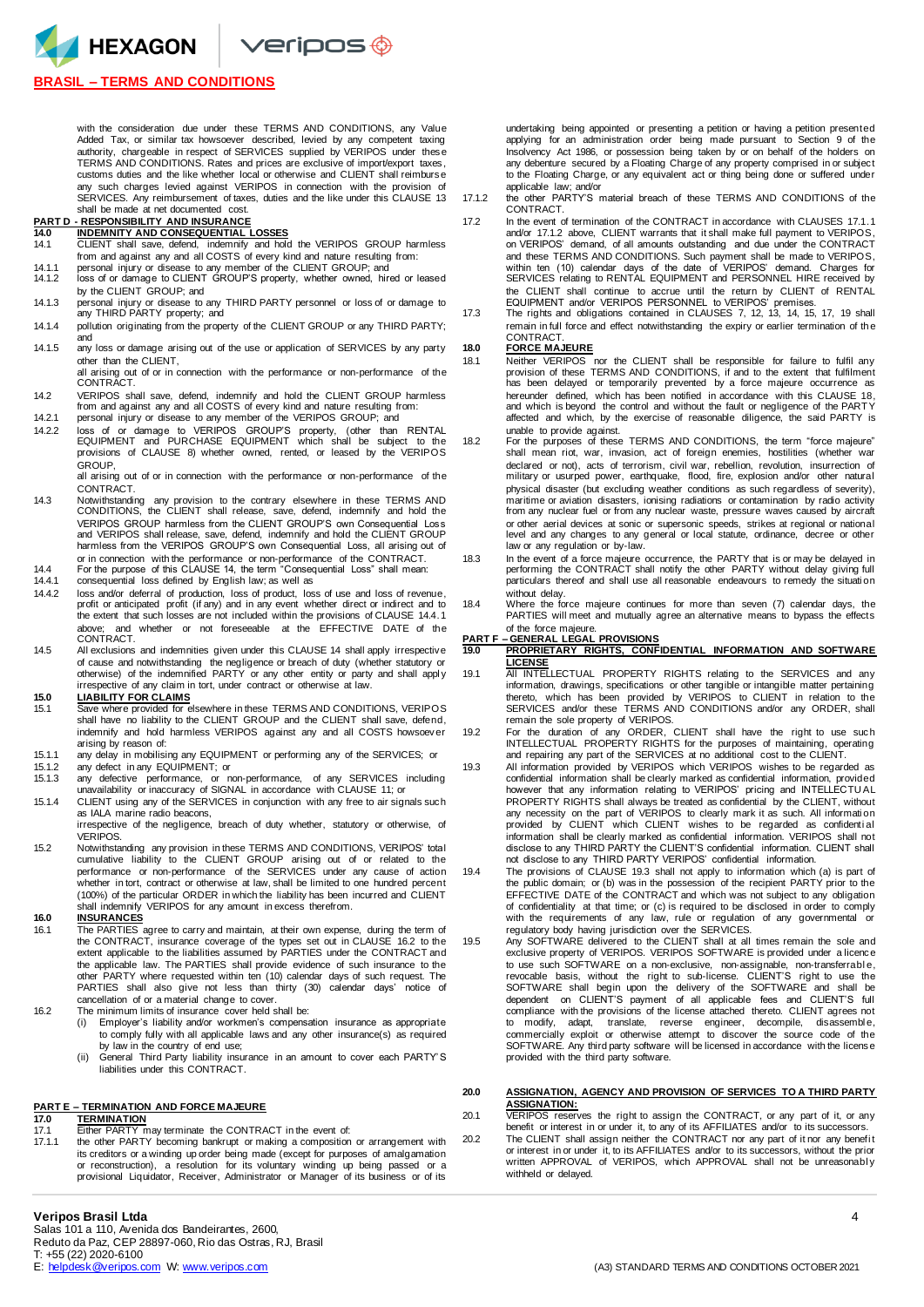with the consideration due under these TERMS AND CONDITIONS, any Value Added Tax, or similar tax howsoever described, levied by any competent taxing authority, chargeable in respect of SERVICES supplied by VERIPOS under these TERMS AND CONDITIONS. Rates and prices are exclusive of import/export taxes, customs duties and the like whether local or otherwise and CLIENT shall reimburse any such charges levied against VERIPOS in connection with the provision of SERVICES. Any reimbursement of taxes, duties and the like under this CLAUSE 13 shall be made at net documented cost.

## PART D - RESPONSIBILITY AND INSURANCE

### 14.0 INDEMNITY AND CONSEQUENTIAL LOSSES

14.1 CLIENT shall save, defend, indemnify and hold the VERIPOS GROUP harmless from and against any and all COSTS of every kind and nature resulting from:

14.1.1 personal injury or disease to any member of the CLIENT GROUP; and

14.1.2 loss of or damage to CLIENT GROUP'S property, whether owned, hired or leased by the CLIENT GROUP; and

14.1.3 personal injury or disease to any THIRD PARTY personnel or loss of or damage to any THIRD PARTY property; and

14.1.4 pollution originating from the property of the CLIENT GROUP or any THIRD PARTY; and

14.1.5 any loss or damage arising out of the use or application of SERVICES by any party other than the CLIENT,

all arising out of or in connection with the performance or non-performance of the CONTRACT.

14.2 VERIPOS shall save, defend, indemnify and hold the CLIENT GROUP harmless from and against any and all COSTS of every kind and nature resulting from:

14.2.1 personal injury or disease to any member of the VERIPOS GROUP; and

14.2.2 loss of or damage to VERIPOS GROUP'S property, (other than RENTAL EQUIPMENT and PURCHASE EQUIPMENT which shall be subject to the provisions of CLAUSE 8) whether owned, rented, or leased by the VERIPOS GROUP,

all arising out of or in connection with the performance or non-performance of the CONTRACT.

14.3 Notwithstanding any provision to the contrary elsewhere in these TERMS AND CONDITIONS, the CLIENT shall release, save, defend, indemnify and hold the VERIPOS GROUP harmless from the CLIENT GROUP'S own Consequential Loss and VERIPOS shall release, save, defend, indemnify and hold the CLIENT GROUP harmless from the VERIPOS GROUP'S own Consequential Loss, all arising out of or in connection with the performance or non-performance of the CONTRACT.

14.4 For the purpose of this CLAUSE 14, the term "Consequential Loss" shall mean:

14.4.1 consequential loss defined by English law; as well as

14.4.2 loss and/or deferral of production, loss of product, loss of use and loss of revenue, profit or anticipated profit (if any) and in any event whether direct or indirect and to the extent that such losses are not included within the provisions of CLAUSE 14.4.1 above; and whether or not foreseeable at the EFFECTIVE DATE of the CONTRACT.

14.5 All exclusions and indemnities given under this CLAUSE 14 shall apply irrespective of cause and notwithstanding the negligence or breach of duty (whether statutory or otherwise) of the indemnified PARTY or any other entity or party and shall apply irrespective of any claim in tort, under contract or otherwise at law.

### 15.0 LIABILITY FOR CLAIMS

15.1 Save where provided for elsewhere in these TERMS AND CONDITIONS, VERIPOS shall have no liability to the CLIENT GROUP and the CLIENT shall save, defend, indemnify and hold harmless VERIPOS against any and all COSTS howsoever arising by reason of:

15.1.1 any delay in mobilising any EQUIPMENT or performing any of the SERVICES; or

15.1.2 any defect in any EQUIPMENT; or

15.1.3 any defective performance, or non-performance, of any SERVICES including unavailability or inaccuracy of SIGNAL in accordance with CLAUSE 11; or

15.1.4 CLIENT using any of the SERVICES in conjunction with any free to air signals such as IALA marine radio beacons,

irrespective of the negligence, breach of duty whether, statutory or otherwise, of VERIPOS.

15.2 Notwithstanding any provision in these TERMS AND CONDITIONS, VERIPOS' total cumulative liability to the CLIENT GROUP arising out of or related to the performance or non-performance of the SERVICES under any cause of action whether in tort, contract or otherwise at law, shall be limited to one hundred percent (100%) of the particular ORDER in which the liability has been incurred and CLIENT shall indemnify VERIPOS for any amount in excess therefrom.

### 16.0 INSURANCES

16.1 The PARTIES agree to carry and maintain, at their own expense, during the term of the CONTRACT, insurance coverage of the types set out in CLAUSE 16.2 to the extent applicable to the liabilities assumed by PARTIES under the CONTRACT and the applicable law. The PARTIES shall provide evidence of such insurance to the other PARTY when requested within ten (10) calendar days of such request. The PARTIES shall also give not less than thirty (30) calendar days' notice of cancellation of or a material change to cover.

16.2 The minimum limits of insurance cover held shall be:

(i) Employer's liability and/or workmen's compensation insurance as appropriate to comply fully with all applicable laws and any other insurance(s) as required by law in the country of end use;

(ii) General Third Party liability insurance in an amount to cover each PARTY'S liabilities under this CONTRACT.

## PART E – TERMINATION AND FORCE MAJEURE

### 17.0 TERMINATION

17.1 Either PARTY may terminate the CONTRACT in the event of:

17.1.1 the other PARTY becoming bankrupt or making a composition or arrangement with its creditors or a winding up order being made (except for purposes of amalgamation or reconstruction), a resolution for its voluntary winding up being passed or a provisional Liquidator, Receiver, Administrator or Manager of its business or of its undertaking being appointed or presenting a petition or having a petition presented applying for an administration order being made pursuant to Section 9 of the Insolvency Act 1986, or possession being taken by or on behalf of the holders on any debenture secured by a Floating Charge of any property comprised in or subject to the Floating Charge, or any equivalent act or thing being done or suffered under applicable law; and/or

17.1.2 the other PARTY'S material breach of these TERMS AND CONDITIONS of the CONTRACT.

17.2 In the event of termination of the CONTRACT in accordance with CLAUSES 17.1.1 and/or 17.1.2 above, CLIENT warrants that it shall make full payment to VERIPOS, on VERIPOS' demand, of all amounts outstanding and due under the CONTRACT and these TERMS AND CONDITIONS. Such payment shall be made to VERIPOS, within ten (10) calendar days of the date of VERIPOS' demand. Charges for SERVICES relating to RENTAL EQUIPMENT and PERSONNEL HIRE received by the CLIENT shall continue to accrue until the return by CLIENT of RENTAL EQUIPMENT and/or VERIPOS PERSONNEL to VERIPOS' premises.

17.3 The rights and obligations contained in CLAUSES 7, 12, 13, 14, 15, 17, 19 shall remain in full force and effect notwithstanding the expiry or earlier termination of the CONTRACT.

### 18.0 FORCE MAJEURE

18.1 Neither VERIPOS nor the CLIENT shall be responsible for failure to fulfil any provision of these TERMS AND CONDITIONS, if and to the extent that fulfilment has been delayed or temporarily prevented by a force majeure occurrence as hereunder defined, which has been notified in accordance with this CLAUSE 18, and which is beyond the control and without the fault or negligence of the PARTY affected and which, by the exercise of reasonable diligence, the said PARTY is unable to provide against.

18.2 For the purposes of these TERMS AND CONDITIONS, the term "force majeure" shall mean riot, war, invasion, act of foreign enemies, hostilities (whether war declared or not), acts of terrorism, civil war, rebellion, insurrection of military or usurped power, earthquake, flood, fire, explosion and/or other natural physical disaster (but excluding weather conditions as such regardless of severity), maritime or aviation disasters, ionising radiations or contamination by radio activity from any nuclear fuel or from any nuclear waste, pressure waves caused by aircraft or other aerial devices at sonic or supersonic speeds, strikes at regional or national level and any changes to any general or local statute, ordinance, decree or other law or any regulation or by-law.

18.3 In the event of a force majeure occurrence, the PARTY that is or may be delayed in performing the CONTRACT shall notify the other PARTY without delay giving full particulars thereof and shall use all reasonable endeavours to remedy the situation without delay.

18.4 Where the force majeure continues for more than seven (7) calendar days, the PARTIES will meet and mutually agree an alternative means to bypass the effects of the force majeure.

## PART F – GENERAL LEGAL PROVISIONS

### 19.0 PROPRIETARY RIGHTS, CONFIDENTIAL INFORMATION AND SOFTWARE LICENSE

19.1 All INTELLECTUAL PROPERTY RIGHTS relating to the SERVICES and any information, drawings, specifications or other tangible or intangible matter pertaining thereto, which has been provided by VERIPOS to CLIENT in relation to the SERVICES and/or these TERMS AND CONDITIONS and/or any ORDER, shall remain the sole property of VERIPOS.

19.2 For the duration of any ORDER, CLIENT shall have the right to use such INTELLECTUAL PROPERTY RIGHTS for the purposes of maintaining, operating and repairing any part of the SERVICES at no additional cost to the CLIENT.

19.3 All information provided by VERIPOS which VERIPOS wishes to be regarded as confidential information shall be clearly marked as confidential information, provided however that any information relating to VERIPOS' pricing and INTELLECTUAL PROPERTY RIGHTS shall always be treated as confidential by the CLIENT, without any necessity on the part of VERIPOS to clearly mark it as such. All information provided by CLIENT which CLIENT wishes to be regarded as confidential information shall be clearly marked as confidential information. VERIPOS shall not disclose to any THIRD PARTY the CLIENT'S confidential information. CLIENT shall not disclose to any THIRD PARTY VERIPOS' confidential information.

19.4 The provisions of CLAUSE 19.3 shall not apply to information which (a) is part of the public domain; or (b) was in the possession of the recipient PARTY prior to the EFFECTIVE DATE of the CONTRACT and which was not subject to any obligation of confidentiality at that time; or (c) is required to be disclosed in order to comply with the requirements of any law, rule or regulation of any governmental or regulatory body having jurisdiction over the SERVICES.

19.5 Any SOFTWARE delivered to the CLIENT shall at all times remain the sole and exclusive property of VERIPOS. VERIPOS SOFTWARE is provided under a licence to use such SOFTWARE on a non-exclusive, non-assignable, non-transferrable, revocable basis, without the right to sub-license. CLIENT'S right to use the SOFTWARE shall begin upon the delivery of the SOFTWARE and shall be dependent on CLIENT'S payment of all applicable fees and CLIENT'S full compliance with the provisions of the license attached thereto. CLIENT agrees not to modify, adapt, translate, reverse engineer, decompile, disassemble, commercially exploit or otherwise attempt to discover the source code of the SOFTWARE. Any third party software will be licensed in accordance with the license provided with the third party software.

### 20.0 ASSIGNATION, AGENCY AND PROVISION OF SERVICES TO A THIRD PARTY ASSIGNATION:

20.1 VERIPOS reserves the right to assign the CONTRACT, or any part of it, or any benefit or interest in or under it, to any of its AFFILIATES and/or to its successors.

20.2 The CLIENT shall assign neither the CONTRACT nor any part of it nor any benefit or interest in or under it, to its AFFILIATES and/or to its successors, without the prior written APPROVAL of VERIPOS, which APPROVAL shall not be unreasonably withheld or delayed.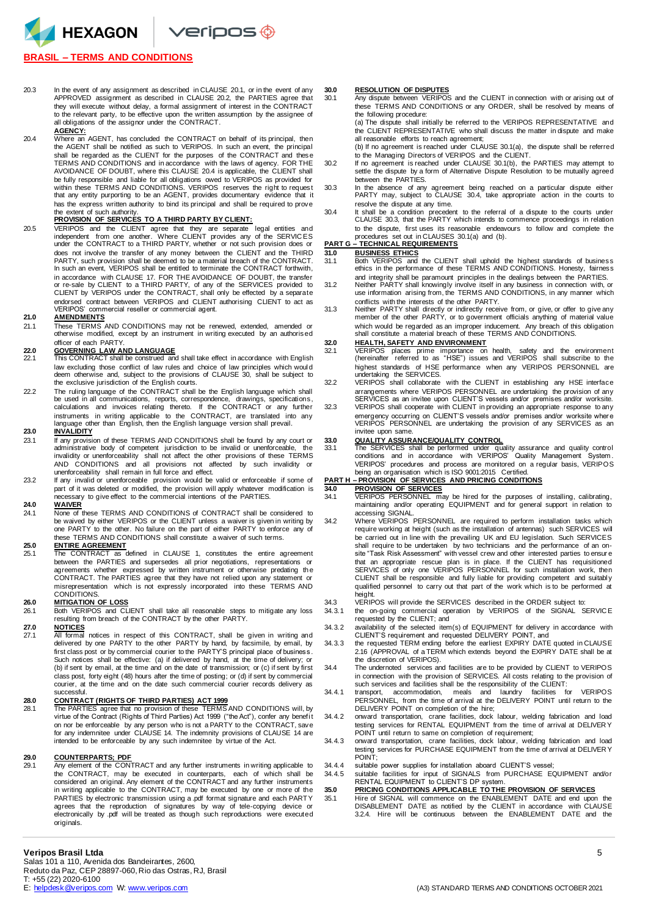## BRASIL – TERMS AND CONDITIONS

20.3 In the event of any assignment as described in CLAUSE 20.1, or in the event of any APPROVED assignment as described in CLAUSE 20.2, the PARTIES agree that they will execute without delay, a formal assignment of interest in the CONTRACT to the relevant party, to be effective upon the written assumption by the assignee of all obligations of the assignor under the CONTRACT.

**AGENCY:**

20.4 Where an AGENT, has concluded the CONTRACT on behalf of its principal, then the AGENT shall be notified as such to VERIPOS. In such an event, the principal shall be regarded as the CLIENT for the purposes of the CONTRACT and these TERMS AND CONDITIONS and in accordance with the laws of agency. FOR THE AVOIDANCE OF DOUBT, where this CLAUSE 20.4 is applicable, the CLIENT shall be fully responsible and liable for all obligations owed to VERIPOS as provided for within these TERMS AND CONDITIONS. VERIPOS reserves the right to request that any entity purporting to be an AGENT, provides documentary evidence that it has the express written authority to bind its principal and shall be required to prove the extent of such authority.

**PROVISION OF SERVICES TO A THIRD PARTY BY CLIENT:**

20.5 VERIPOS and the CLIENT agree that they are separate legal entities and independent from one another. Where CLIENT provides any of the SERVICES under the CONTRACT to a THIRD PARTY, whether or not such provision does or does not involve the transfer of any money between the CLIENT and the THIRD PARTY, such provision shall be deemed to be a material breach of the CONTRACT. In such an event, VERIPOS shall be entitled to terminate the CONTRACT forthwith, in accordance with CLAUSE 17. FOR THE AVOIDANCE OF DOUBT, the transfer or re-sale by CLIENT to a THIRD PARTY, of any of the SERVICES provided to CLIENT by VERIPOS under the CONTRACT, shall only be effected by a separate endorsed contract between VERIPOS and CLIENT authorising CLIENT to act as VERIPOS' commercial reseller or commercial agent.

**21.0 AMENDMENTS**

21.1 These TERMS AND CONDITIONS may not be renewed, extended, amended or otherwise modified, except by an instrument in writing executed by an authorised officer of each PARTY.

**22.0 GOVERNING LAW AND LANGUAGE**

22.1 This CONTRACT shall be construed and shall take effect in accordance with English law excluding those conflict of law rules and choice of law principles which would deem otherwise and, subject to the provisions of CLAUSE 30, shall be subject to the exclusive jurisdiction of the English courts.

22.2 The ruling language of the CONTRACT shall be the English language which shall be used in all communications, reports, correspondence, drawings, specifications, calculations and invoices relating thereto. If the CONTRACT or any further instruments in writing applicable to the CONTRACT, are translated into any language other than English, then the English language version shall prevail.

**23.0 INVALIDITY**

23.1 If any provision of these TERMS AND CONDITIONS shall be found by any court or administrative body of competent jurisdiction to be invalid or unenforceable, the invalidity or unenforceability shall not affect the other provisions of these TERMS AND CONDITIONS and all provisions not affected by such invalidity or unenforceability shall remain in full force and effect.

23.2 If any invalid or unenforceable provision would be valid or enforceable if some of part of it was deleted or modified, the provision will apply whatever modification is necessary to give effect to the commercial intentions of the PARTIES.

**24.0 WAIVER**

24.1 None of these TERMS AND CONDITIONS of CONTRACT shall be considered to be waived by either VERIPOS or the CLIENT unless a waiver is given in writing by one PARTY to the other. No failure on the part of either PARTY to enforce any of these TERMS AND CONDITIONS shall constitute a waiver of such terms.

**25.0 ENTIRE AGREEMENT**

25.1 The CONTRACT as defined in CLAUSE 1, constitutes the entire agreement between the PARTIES and supersedes all prior negotiations, representations or agreements whether expressed by written instrument or otherwise predating the CONTRACT. The PARTIES agree that they have not relied upon any statement or misrepresentation which is not expressly incorporated into these TERMS AND CONDITIONS.

**26.0 MITIGATION OF LOSS**

26.1 Both VERIPOS and CLIENT shall take all reasonable steps to mitigate any loss resulting from breach of the CONTRACT by the other PARTY.

**27.0 NOTICES**

27.1 All formal notices in respect of this CONTRACT, shall be given in writing and delivered by one PARTY to the other PARTY by hand, by facsimile, by email, by first class post or by commercial courier to the PARTY'S principal place of business. Such notices shall be effective: (a) if delivered by hand, at the time of delivery; or (b) if sent by email, at the time and on the date of transmission; or (c) if sent by first class post, forty eight (48) hours after the time of posting; or (d) if sent by commercial courier, at the time and on the date such commercial courier records delivery as successful.

**28.0 CONTRACT (RIGHTS OF THIRD PARTIES) ACT 1999**

28.1 The PARTIES agree that no provision of these TERMS AND CONDITIONS will, by virtue of the Contract (Rights of Third Parties) Act 1999 ("the Act"), confer any benefit on nor be enforceable by any person who is not a PARTY to the CONTRACT, save for any indemnitee under CLAUSE 14. The indemnity provisions of CLAUSE 14 are intended to be enforceable by any such indemnitee by virtue of the Act.

**29.0 COUNTERPARTS; PDF**

29.1 Any element of the CONTRACT and any further instruments in writing applicable to the CONTRACT, may be executed in counterparts, each of which shall be considered an original. Any element of the CONTRACT and any further instruments in writing applicable to the CONTRACT, may be executed by one or more of the PARTIES by electronic transmission using a .pdf format signature and each PARTY agrees that the reproduction of signatures by way of tele-copying device or electronically by .pdf will be treated as though such reproductions were executed originals.

**30.0 RESOLUTION OF DISPUTES**

30.1 Any dispute between VERIPOS and the CLIENT in connection with or arising out of these TERMS AND CONDITIONS or any ORDER, shall be resolved by means of the following procedure:
(a) The dispute shall initially be referred to the VERIPOS REPRESENTATIVE and the CLIENT REPRESENTATIVE who shall discuss the matter in dispute and make all reasonable efforts to reach agreement;
(b) If no agreement is reached under CLAUSE 30.1(a), the dispute shall be referred to the Managing Directors of VERIPOS and the CLIENT.

30.2 If no agreement is reached under CLAUSE 30.1(b), the PARTIES may attempt to settle the dispute by a form of Alternative Dispute Resolution to be mutually agreed between the PARTIES.

30.3 In the absence of any agreement being reached on a particular dispute either PARTY may, subject to CLAUSE 30.4, take appropriate action in the courts to resolve the dispute at any time.

30.4 It shall be a condition precedent to the referral of a dispute to the courts under CLAUSE 30.3, that the PARTY which intends to commence proceedings in relation to the dispute, first uses its reasonable endeavours to follow and complete the procedures set out in CLAUSES 30.1(a) and (b).

## PART G – TECHNICAL REQUIREMENTS

**31.0 BUSINESS ETHICS**

31.1 Both VERIPOS and the CLIENT shall uphold the highest standards of business ethics in the performance of these TERMS AND CONDITIONS. Honesty, fairness and integrity shall be paramount principles in the dealings between the PARTIES.

31.2 Neither PARTY shall knowingly involve itself in any business in connection with, or use information arising from, the TERMS AND CONDITIONS, in any manner which conflicts with the interests of the other PARTY.

31.3 Neither PARTY shall directly or indirectly receive from, or give, or offer to give any member of the other PARTY, or to government officials anything of material value which would be regarded as an improper inducement. Any breach of this obligation shall constitute a material breach of these TERMS AND CONDITIONS.

**32.0 HEALTH, SAFETY AND ENVIRONMENT**

32.1 VERIPOS places prime importance on health, safety and the environment (hereinafter referred to as "HSE") issues and VERIPOS shall subscribe to the highest standards of HSE performance when any VERIPOS PERSONNEL are undertaking the SERVICES.

32.2 VERIPOS shall collaborate with the CLIENT in establishing any HSE interface arrangements where VERIPOS PERSONNEL are undertaking the provision of any SERVICES as an invitee upon CLIENT'S vessels and/or premises and/or worksite.

32.3 VERIPOS shall cooperate with CLIENT in providing an appropriate response to any emergency occurring on CLIENT'S vessels and/or premises and/or worksite where VERIPOS PERSONNEL are undertaking the provision of any SERVICES as an invitee upon same.

**33.0 QUALITY ASSURANCE/QUALITY CONTROL**

33.1 The SERVICES shall be performed under quality assurance and quality control conditions and in accordance with VERIPOS' Quality Management System. VERIPOS' procedures and process are monitored on a regular basis, VERIPOS being an organisation which is ISO 9001:2015 Certified.

## PART H – PROVISION OF SERVICES AND PRICING CONDITIONS

**34.0 PROVISION OF SERVICES**

34.1 VERIPOS PERSONNEL may be hired for the purposes of installing, calibrating, maintaining and/or operating EQUIPMENT and for general support in relation to accessing SIGNAL.

34.2 Where VERIPOS PERSONNEL are required to perform installation tasks which require working at height (such as the installation of antennas) such SERVICES will be carried out in line with the prevailing UK and EU legislation. Such SERVICES shall require to be undertaken by two technicians and the performance of an on-site "Task Risk Assessment" with vessel crew and other interested parties to ensure that an appropriate rescue plan is in place. If the CLIENT has requisitioned SERVICES of only one VERIPOS PERSONNEL for such installation work, then CLIENT shall be responsible and fully liable for providing competent and suitably qualified personnel to carry out that part of the work which is to be performed at height.

34.3 VERIPOS will provide the SERVICES described in the ORDER subject to:

34.3.1 the on-going commercial operation by VERIPOS of the SIGNAL SERVICE requested by the CLIENT; and

34.3.2 availability of the selected item(s) of EQUIPMENT for delivery in accordance with CLIENT'S requirement and requested DELIVERY POINT, and

34.3.3 the requested TERM ending before the earliest EXPIRY DATE quoted in CLAUSE 2.16 (APPROVAL of a TERM which extends beyond the EXPIRY DATE shall be at the discretion of VERIPOS).

34.4 The undernoted services and facilities are to be provided by CLIENT to VERIPOS in connection with the provision of SERVICES. All costs relating to the provision of such services and facilities shall be the responsibility of the CLIENT:

34.4.1 transport, accommodation, meals and laundry facilities for VERIPOS PERSONNEL, from the time of arrival at the DELIVERY POINT until return to the DELIVERY POINT on completion of the hire;

34.4.2 onward transportation, crane facilities, dock labour, welding fabrication and load testing services for RENTAL EQUIPMENT from the time of arrival at the DELIVERY POINT until return to same on completion of requirement;

34.4.3 onward transportation, crane facilities, dock labour, welding fabrication and load testing services for PURCHASE EQUIPMENT from the time of arrival at DELIVERY POINT;

34.4.4 suitable power supplies for installation aboard CLIENT'S vessel;

34.4.5 suitable facilities for input of SIGNALS from PURCHASE EQUIPMENT and/or RENTAL EQUIPMENT to CLIENT'S DP system.

**35.0 PRICING CONDITIONS APPLICABLE TO THE PROVISION OF SERVICES**

35.1 Hire of SIGNAL will commence on the ENABLEMENT DATE and end upon the DISABLEMENT DATE as notified by the CLIENT in accordance with CLAUSE 3.2.4. Hire will be continuous between the ENABLEMENT DATE and the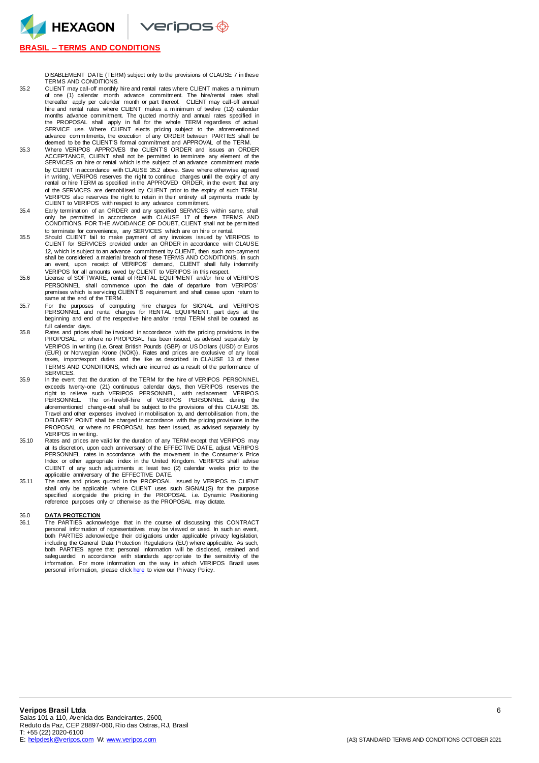DISABLEMENT DATE (TERM) subject only to the provisions of CLAUSE 7 in these TERMS AND CONDITIONS.

35.2 CLIENT may call-off monthly hire and rental rates where CLIENT makes a minimum of one (1) calendar month advance commitment. The hire/rental rates shall thereafter apply per calendar month or part thereof. CLIENT may call-off annual hire and rental rates where CLIENT makes a minimum of twelve (12) calendar months advance commitment. The quoted monthly and annual rates specified in the PROPOSAL shall apply in full for the whole TERM regardless of actual SERVICE use. Where CLIENT elects pricing subject to the aforementioned advance commitments, the execution of any ORDER between PARTIES shall be deemed to be the CLIENT'S formal commitment and APPROVAL of the TERM.

35.3 Where VERIPOS APPROVES the CLIENT'S ORDER and issues an ORDER ACCEPTANCE, CLIENT shall not be permitted to terminate any element of the SERVICES on hire or rental which is the subject of an advance commitment made by CLIENT in accordance with CLAUSE 35.2 above. Save where otherwise agreed in writing, VERIPOS reserves the right to continue charges until the expiry of any rental or hire TERM as specified in the APPROVED ORDER, in the event that any of the SERVICES are demobilised by CLIENT prior to the expiry of such TERM. VERIPOS also reserves the right to retain in their entirety all payments made by CLIENT to VERIPOS with respect to any advance commitment.

35.4 Early termination of an ORDER and any specified SERVICES within same, shall only be permitted in accordance with CLAUSE 17 of these TERMS AND CONDITIONS. FOR THE AVOIDANCE OF DOUBT, CLIENT shall not be permitted to terminate for convenience, any SERVICES which are on hire or rental.

35.5 Should CLIENT fail to make payment of any invoices issued by VERIPOS to CLIENT for SERVICES provided under an ORDER in accordance with CLAUSE 12, which is subject to an advance commitment by CLIENT, then such non-payment shall be considered a material breach of these TERMS AND CONDITIONS. In such an event, upon receipt of VERIPOS' demand, CLIENT shall fully indemnify VERIPOS for all amounts owed by CLIENT to VERIPOS in this respect.

35.6 License of SOFTWARE, rental of RENTAL EQUIPMENT and/or hire of VERIPOS PERSONNEL shall commence upon the date of departure from VERIPOS' premises which is servicing CLIENT'S requirement and shall cease upon return to same at the end of the TERM.

35.7 For the purposes of computing hire charges for SIGNAL and VERIPOS PERSONNEL and rental charges for RENTAL EQUIPMENT, part days at the beginning and end of the respective hire and/or rental TERM shall be counted as full calendar days.

35.8 Rates and prices shall be invoiced in accordance with the pricing provisions in the PROPOSAL, or where no PROPOSAL has been issued, as advised separately by VERIPOS in writing (i.e. Great British Pounds (GBP) or US Dollars (USD) or Euros (EUR) or Norwegian Krone (NOK)). Rates and prices are exclusive of any local taxes, import/export duties and the like as described in CLAUSE 13 of these TERMS AND CONDITIONS, which are incurred as a result of the performance of SERVICES.

35.9 In the event that the duration of the TERM for the hire of VERIPOS PERSONNEL exceeds twenty-one (21) continuous calendar days, then VERIPOS reserves the right to relieve such VERIPOS PERSONNEL, with replacement VERIPOS PERSONNEL. The on-hire/off-hire of VERIPOS PERSONNEL during the aforementioned change-out shall be subject to the provisions of this CLAUSE 35. Travel and other expenses involved in mobilisation to, and demobilisation from, the DELIVERY POINT shall be charged in accordance with the pricing provisions in the PROPOSAL or where no PROPOSAL has been issued, as advised separately by VERIPOS in writing.

35.10 Rates and prices are valid for the duration of any TERM except that VERIPOS may at its discretion, upon each anniversary of the EFFECTIVE DATE, adjust VERIPOS PERSONNEL rates in accordance with the movement in the Consumer's Price Index or other appropriate index in the United Kingdom. VERIPOS shall advise CLIENT of any such adjustments at least two (2) calendar weeks prior to the applicable anniversary of the EFFECTIVE DATE.

35.11 The rates and prices quoted in the PROPOSAL issued by VERIPOS to CLIENT shall only be applicable where CLIENT uses such SIGNAL(S) for the purpose specified alongside the pricing in the PROPOSAL i.e. Dynamic Positioning reference purposes only or otherwise as the PROPOSAL may dictate.

## 36.0 DATA PROTECTION

36.1 The PARTIES acknowledge that in the course of discussing this CONTRACT personal information of representatives may be viewed or used. In such an event, both PARTIES acknowledge their obligations under applicable privacy legislation, including the General Data Protection Regulations (EU) where applicable. As such, both PARTIES agree that personal information will be disclosed, retained and safeguarded in accordance with standards appropriate to the sensitivity of the information. For more information on the way in which VERIPOS Brazil uses personal information, please click here to view our Privacy Policy.

**Veripos Brasil Ltda**
Salas 101 a 110, Avenida dos Bandeirantes, 2600,
Reduto da Paz, CEP 28897-060, Rio das Ostras, RJ, Brasil
T: +55 (22) 2020-6100
E: helpdesk@veripos.com W: www.veripos.com